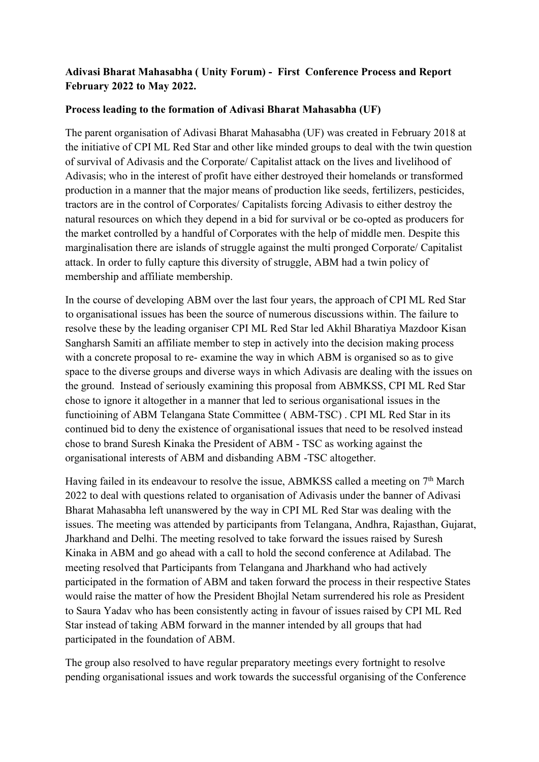**Adivasi Bharat Mahasabha ( Unity Forum) - First Conference Process and Report February 2022 to May 2022.**

**Process leading to the formation of Adivasi Bharat Mahasabha (UF)**

The parent organisation of Adivasi Bharat Mahasabha (UF) was created in February 2018 at the initiative of CPI ML Red Star and other like minded groups to deal with the twin question of survival of Adivasis and the Corporate/ Capitalist attack on the lives and livelihood of Adivasis; who in the interest of profit have either destroyed their homelands or transformed production in a manner that the major means of production like seeds, fertilizers, pesticides, tractors are in the control of Corporates/ Capitalists forcing Adivasis to either destroy the natural resources on which they depend in a bid for survival or be co-opted as producers for the market controlled by a handful of Corporates with the help of middle men. Despite this marginalisation there are islands of struggle against the multi pronged Corporate/ Capitalist attack. In order to fully capture this diversity of struggle, ABM had a twin policy of membership and affiliate membership.

In the course of developing ABM over the last four years, the approach of CPI ML Red Star to organisational issues has been the source of numerous discussions within. The failure to resolve these by the leading organiser CPI ML Red Star led Akhil Bharatiya Mazdoor Kisan Sangharsh Samiti an affiliate member to step in actively into the decision making process with a concrete proposal to re- examine the way in which ABM is organised so as to give space to the diverse groups and diverse ways in which Adivasis are dealing with the issues on the ground. Instead of seriously examining this proposal from ABMKSS, CPI ML Red Star chose to ignore it altogether in a manner that led to serious organisational issues in the functioining of ABM Telangana State Committee ( ABM-TSC) . CPI ML Red Star in its continued bid to deny the existence of organisational issues that need to be resolved instead chose to brand Suresh Kinaka the President of ABM - TSC as working against the organisational interests of ABM and disbanding ABM -TSC altogether.

Having failed in its endeavour to resolve the issue, ABMKSS called a meeting on 7th March 2022 to deal with questions related to organisation of Adivasis under the banner of Adivasi Bharat Mahasabha left unanswered by the way in CPI ML Red Star was dealing with the issues. The meeting was attended by participants from Telangana, Andhra, Rajasthan, Gujarat, Jharkhand and Delhi. The meeting resolved to take forward the issues raised by Suresh Kinaka in ABM and go ahead with a call to hold the second conference at Adilabad. The meeting resolved that Participants from Telangana and Jharkhand who had actively participated in the formation of ABM and taken forward the process in their respective States would raise the matter of how the President Bhojlal Netam surrendered his role as President to Saura Yadav who has been consistently acting in favour of issues raised by CPI ML Red Star instead of taking ABM forward in the manner intended by all groups that had participated in the foundation of ABM.

The group also resolved to have regular preparatory meetings every fortnight to resolve pending organisational issues and work towards the successful organising of the Conference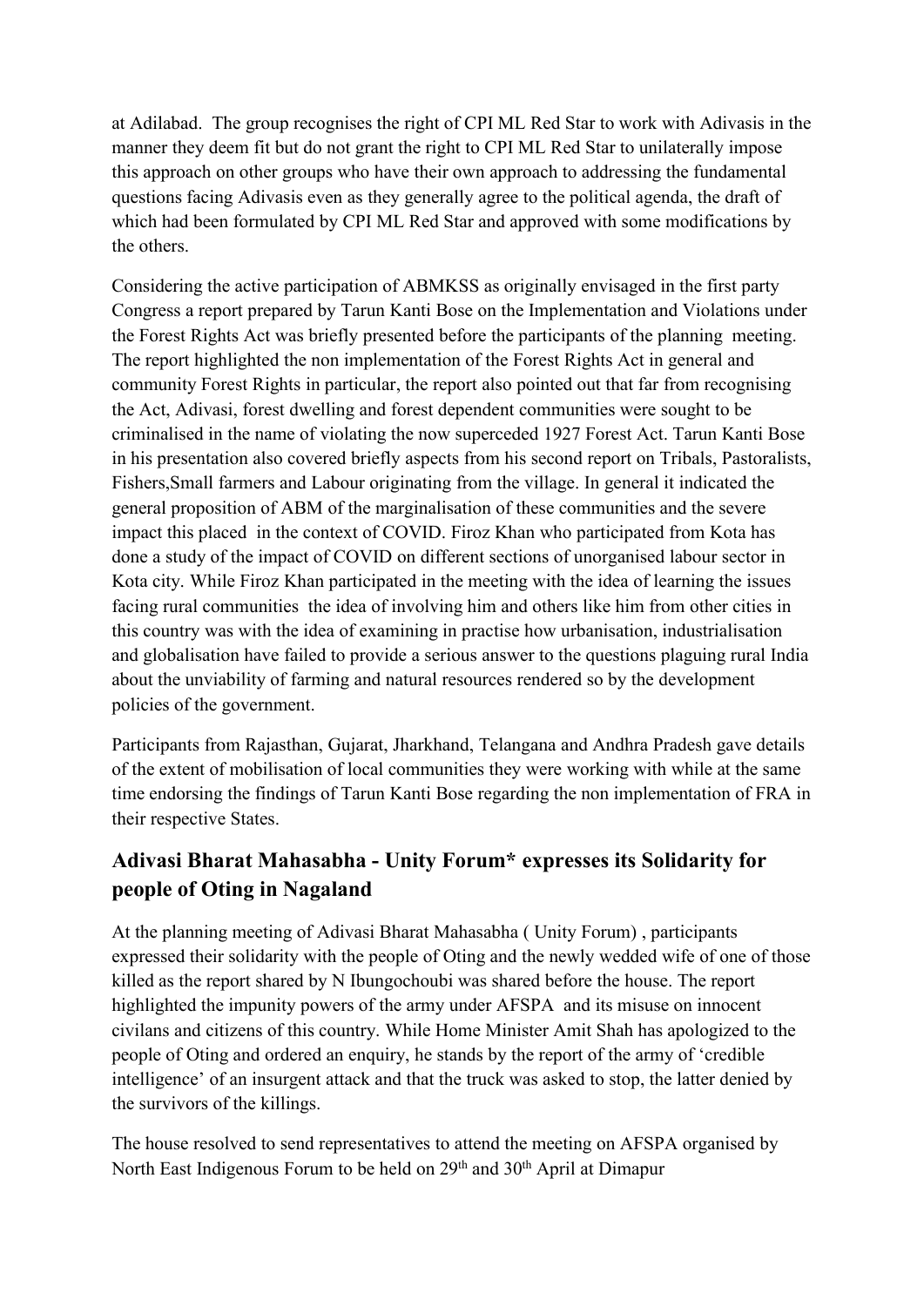at Adilabad. The group recognises the right of CPI ML Red Star to work with Adivasis in the manner they deem fit but do not grant the right to CPI ML Red Star to unilaterally impose this approach on other groups who have their own approach to addressing the fundamental questions facing Adivasis even as they generally agree to the political agenda, the draft of which had been formulated by CPI ML Red Star and approved with some modifications by the others.

Considering the active participation of ABMKSS as originally envisaged in the first party Congress a report prepared by Tarun Kanti Bose on the Implementation and Violations under the Forest Rights Act was briefly presented before the participants of the planning meeting. The report highlighted the non implementation of the Forest Rights Act in general and community Forest Rights in particular, the report also pointed out that far from recognising the Act, Adivasi, forest dwelling and forest dependent communities were sought to be criminalised in the name of violating the now superceded 1927 Forest Act. Tarun Kanti Bose in his presentation also covered briefly aspects from his second report on Tribals, Pastoralists, Fishers,Small farmers and Labour originating from the village. In general it indicated the general proposition of ABM of the marginalisation of these communities and the severe impact this placed in the context of COVID. Firoz Khan who participated from Kota has done a study of the impact of COVID on different sections of unorganised labour sector in Kota city. While Firoz Khan participated in the meeting with the idea of learning the issues facing rural communities the idea of involving him and others like him from other cities in this country was with the idea of examining in practise how urbanisation, industrialisation and globalisation have failed to provide a serious answer to the questions plaguing rural India about the unviability of farming and natural resources rendered so by the development policies of the government.

Participants from Rajasthan, Gujarat, Jharkhand, Telangana and Andhra Pradesh gave details of the extent of mobilisation of local communities they were working with while at the same time endorsing the findings of Tarun Kanti Bose regarding the non implementation of FRA in their respective States.

## Adivasi Bharat Mahasabha - Unity Forum* expresses its Solidarity for people of Oting in Nagaland

At the planning meeting of Adivasi Bharat Mahasabha ( Unity Forum) , participants expressed their solidarity with the people of Oting and the newly wedded wife of one of those killed as the report shared by N Ibungochoubi was shared before the house. The report highlighted the impunity powers of the army under AFSPA and its misuse on innocent civilans and citizens of this country. While Home Minister Amit Shah has apologized to the people of Oting and ordered an enquiry, he stands by the report of the army of 'credible intelligence' of an insurgent attack and that the truck was asked to stop, the latter denied by the survivors of the killings.

The house resolved to send representatives to attend the meeting on AFSPA organised by North East Indigenous Forum to be held on 29th and 30th April at Dimapur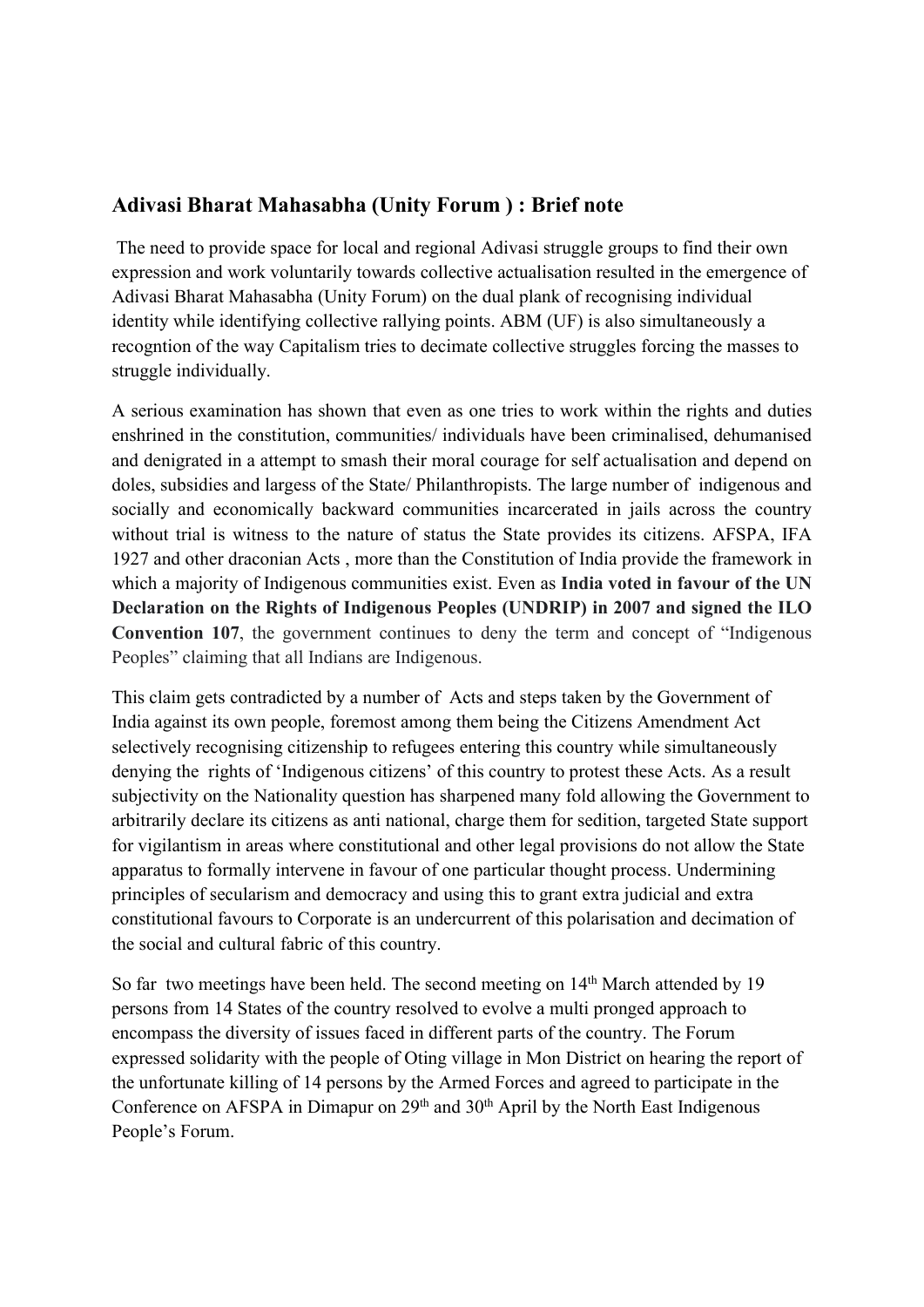## Adivasi Bharat Mahasabha (Unity Forum ) : Brief note

The need to provide space for local and regional Adivasi struggle groups to find their own expression and work voluntarily towards collective actualisation resulted in the emergence of Adivasi Bharat Mahasabha (Unity Forum) on the dual plank of recognising individual identity while identifying collective rallying points. ABM (UF) is also simultaneously a recogntion of the way Capitalism tries to decimate collective struggles forcing the masses to struggle individually.

A serious examination has shown that even as one tries to work within the rights and duties enshrined in the constitution, communities/ individuals have been criminalised, dehumanised and denigrated in a attempt to smash their moral courage for self actualisation and depend on doles, subsidies and largess of the State/ Philanthropists. The large number of indigenous and socially and economically backward communities incarcerated in jails across the country without trial is witness to the nature of status the State provides its citizens. AFSPA, IFA 1927 and other draconian Acts , more than the Constitution of India provide the framework in which a majority of Indigenous communities exist. Even as **India voted in favour of the UN Declaration on the Rights of Indigenous Peoples (UNDRIP) in 2007 and signed the ILO Convention 107**, the government continues to deny the term and concept of "Indigenous Peoples" claiming that all Indians are Indigenous.

This claim gets contradicted by a number of Acts and steps taken by the Government of India against its own people, foremost among them being the Citizens Amendment Act selectively recognising citizenship to refugees entering this country while simultaneously denying the rights of 'Indigenous citizens' of this country to protest these Acts. As a result subjectivity on the Nationality question has sharpened many fold allowing the Government to arbitrarily declare its citizens as anti national, charge them for sedition, targeted State support for vigilantism in areas where constitutional and other legal provisions do not allow the State apparatus to formally intervene in favour of one particular thought process. Undermining principles of secularism and democracy and using this to grant extra judicial and extra constitutional favours to Corporate is an undercurrent of this polarisation and decimation of the social and cultural fabric of this country.

So far two meetings have been held. The second meeting on 14th March attended by 19 persons from 14 States of the country resolved to evolve a multi pronged approach to encompass the diversity of issues faced in different parts of the country. The Forum expressed solidarity with the people of Oting village in Mon District on hearing the report of the unfortunate killing of 14 persons by the Armed Forces and agreed to participate in the Conference on AFSPA in Dimapur on 29th and 30th April by the North East Indigenous People's Forum.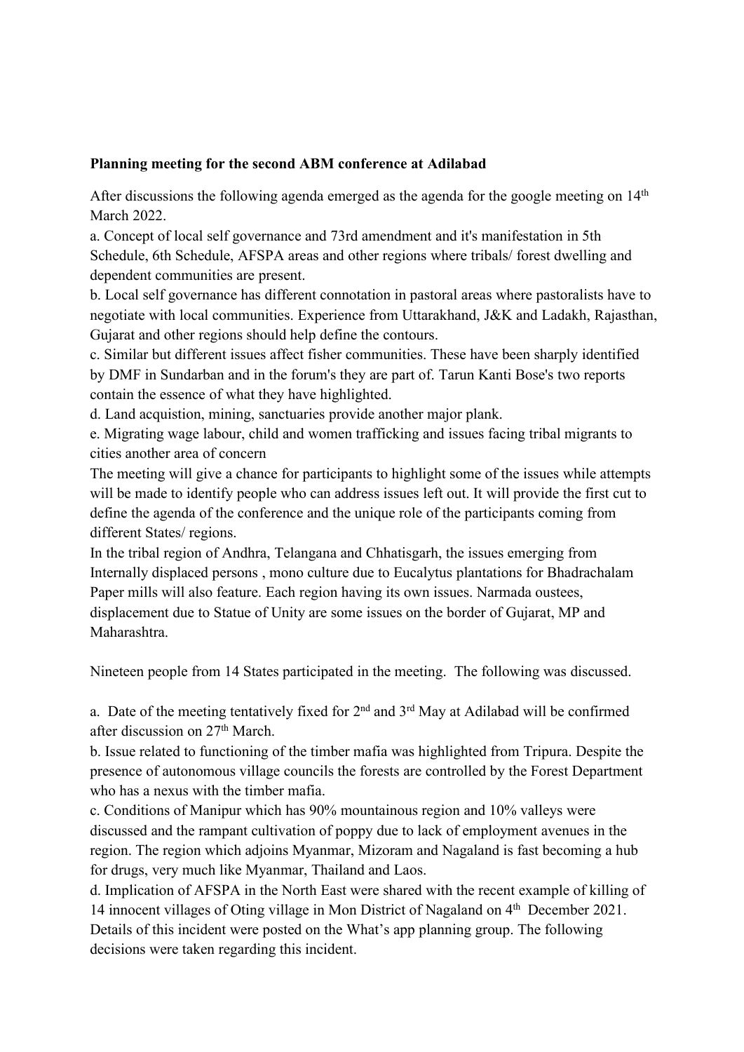**Planning meeting for the second ABM conference at Adilabad**

After discussions the following agenda emerged as the agenda for the google meeting on 14th March 2022.

a. Concept of local self governance and 73rd amendment and it's manifestation in 5th Schedule, 6th Schedule, AFSPA areas and other regions where tribals/ forest dwelling and dependent communities are present.

b. Local self governance has different connotation in pastoral areas where pastoralists have to negotiate with local communities. Experience from Uttarakhand, J&K and Ladakh, Rajasthan, Gujarat and other regions should help define the contours.

c. Similar but different issues affect fisher communities. These have been sharply identified by DMF in Sundarban and in the forum's they are part of. Tarun Kanti Bose's two reports contain the essence of what they have highlighted.

d. Land acquistion, mining, sanctuaries provide another major plank.

e. Migrating wage labour, child and women trafficking and issues facing tribal migrants to cities another area of concern

The meeting will give a chance for participants to highlight some of the issues while attempts will be made to identify people who can address issues left out. It will provide the first cut to define the agenda of the conference and the unique role of the participants coming from different States/ regions.

In the tribal region of Andhra, Telangana and Chhatisgarh, the issues emerging from Internally displaced persons , mono culture due to Eucalytus plantations for Bhadrachalam Paper mills will also feature. Each region having its own issues. Narmada oustees, displacement due to Statue of Unity are some issues on the border of Gujarat, MP and Maharashtra.

Nineteen people from 14 States participated in the meeting. The following was discussed.

a. Date of the meeting tentatively fixed for 2nd and 3rd May at Adilabad will be confirmed after discussion on 27th March.

b. Issue related to functioning of the timber mafia was highlighted from Tripura. Despite the presence of autonomous village councils the forests are controlled by the Forest Department who has a nexus with the timber mafia.

c. Conditions of Manipur which has 90% mountainous region and 10% valleys were discussed and the rampant cultivation of poppy due to lack of employment avenues in the region. The region which adjoins Myanmar, Mizoram and Nagaland is fast becoming a hub for drugs, very much like Myanmar, Thailand and Laos.

d. Implication of AFSPA in the North East were shared with the recent example of killing of 14 innocent villages of Oting village in Mon District of Nagaland on 4th December 2021. Details of this incident were posted on the What's app planning group. The following decisions were taken regarding this incident.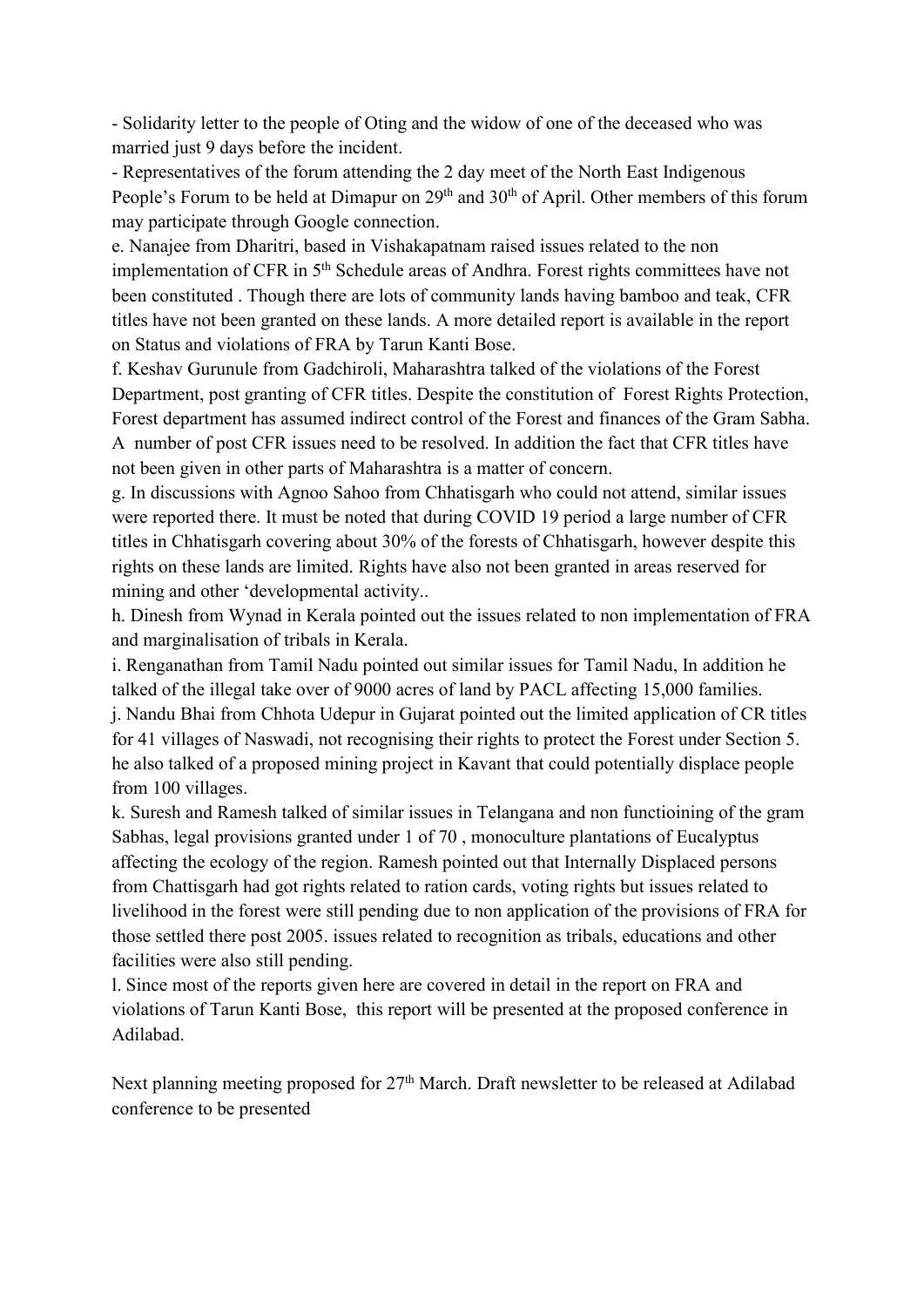- Solidarity letter to the people of Oting and the widow of one of the deceased who was married just 9 days before the incident.
- Representatives of the forum attending the 2 day meet of the North East Indigenous People's Forum to be held at Dimapur on 29th and 30th of April. Other members of this forum may participate through Google connection.

e. Nanajee from Dharitri, based in Vishakapatnam raised issues related to the non implementation of CFR in 5th Schedule areas of Andhra. Forest rights committees have not been constituted . Though there are lots of community lands having bamboo and teak, CFR titles have not been granted on these lands. A more detailed report is available in the report on Status and violations of FRA by Tarun Kanti Bose.

f. Keshav Gurunule from Gadchiroli, Maharashtra talked of the violations of the Forest Department, post granting of CFR titles. Despite the constitution of Forest Rights Protection, Forest department has assumed indirect control of the Forest and finances of the Gram Sabha. A number of post CFR issues need to be resolved. In addition the fact that CFR titles have not been given in other parts of Maharashtra is a matter of concern.

g. In discussions with Agnoo Sahoo from Chhatisgarh who could not attend, similar issues were reported there. It must be noted that during COVID 19 period a large number of CFR titles in Chhatisgarh covering about 30% of the forests of Chhatisgarh, however despite this rights on these lands are limited. Rights have also not been granted in areas reserved for mining and other 'developmental activity..

h. Dinesh from Wynad in Kerala pointed out the issues related to non implementation of FRA and marginalisation of tribals in Kerala.

i. Renganathan from Tamil Nadu pointed out similar issues for Tamil Nadu, In addition he talked of the illegal take over of 9000 acres of land by PACL affecting 15,000 families.

j. Nandu Bhai from Chhota Udepur in Gujarat pointed out the limited application of CR titles for 41 villages of Naswadi, not recognising their rights to protect the Forest under Section 5. he also talked of a proposed mining project in Kavant that could potentially displace people from 100 villages.

k. Suresh and Ramesh talked of similar issues in Telangana and non functioining of the gram Sabhas, legal provisions granted under 1 of 70 , monoculture plantations of Eucalyptus affecting the ecology of the region. Ramesh pointed out that Internally Displaced persons from Chattisgarh had got rights related to ration cards, voting rights but issues related to livelihood in the forest were still pending due to non application of the provisions of FRA for those settled there post 2005. issues related to recognition as tribals, educations and other facilities were also still pending.

l. Since most of the reports given here are covered in detail in the report on FRA and violations of Tarun Kanti Bose, this report will be presented at the proposed conference in Adilabad.

Next planning meeting proposed for 27th March. Draft newsletter to be released at Adilabad conference to be presented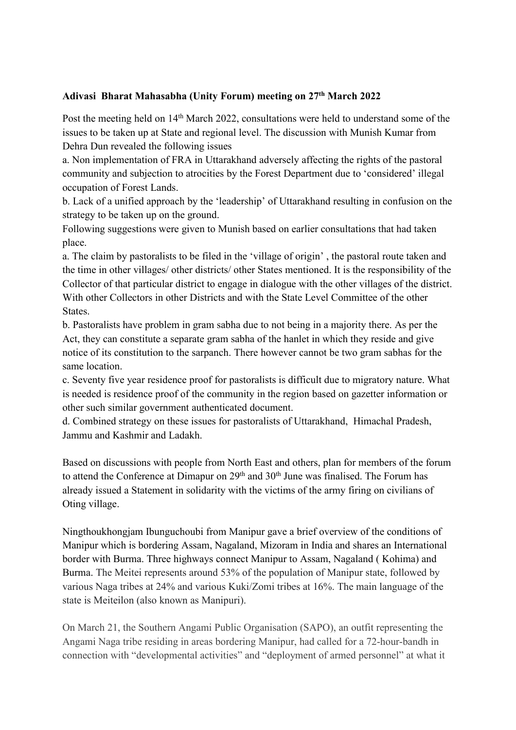**Adivasi Bharat Mahasabha (Unity Forum) meeting on 27th March 2022**

Post the meeting held on 14th March 2022, consultations were held to understand some of the issues to be taken up at State and regional level. The discussion with Munish Kumar from Dehra Dun revealed the following issues

a. Non implementation of FRA in Uttarakhand adversely affecting the rights of the pastoral community and subjection to atrocities by the Forest Department due to 'considered' illegal occupation of Forest Lands.

b. Lack of a unified approach by the 'leadership' of Uttarakhand resulting in confusion on the strategy to be taken up on the ground.

Following suggestions were given to Munish based on earlier consultations that had taken place.

a. The claim by pastoralists to be filed in the 'village of origin' , the pastoral route taken and the time in other villages/ other districts/ other States mentioned. It is the responsibility of the Collector of that particular district to engage in dialogue with the other villages of the district. With other Collectors in other Districts and with the State Level Committee of the other States.

b. Pastoralists have problem in gram sabha due to not being in a majority there. As per the Act, they can constitute a separate gram sabha of the hanlet in which they reside and give notice of its constitution to the sarpanch. There however cannot be two gram sabhas for the same location.

c. Seventy five year residence proof for pastoralists is difficult due to migratory nature. What is needed is residence proof of the community in the region based on gazetter information or other such similar government authenticated document.

d. Combined strategy on these issues for pastoralists of Uttarakhand, Himachal Pradesh, Jammu and Kashmir and Ladakh.

Based on discussions with people from North East and others, plan for members of the forum to attend the Conference at Dimapur on 29th and 30th June was finalised. The Forum has already issued a Statement in solidarity with the victims of the army firing on civilians of Oting village.

Ningthoukhongjam Ibunguchoubi from Manipur gave a brief overview of the conditions of Manipur which is bordering Assam, Nagaland, Mizoram in India and shares an International border with Burma. Three highways connect Manipur to Assam, Nagaland ( Kohima) and Burma. The Meitei represents around 53% of the population of Manipur state, followed by various Naga tribes at 24% and various Kuki/Zomi tribes at 16%. The main language of the state is Meiteilon (also known as Manipuri).

On March 21, the Southern Angami Public Organisation (SAPO), an outfit representing the Angami Naga tribe residing in areas bordering Manipur, had called for a 72-hour-bandh in connection with "developmental activities" and "deployment of armed personnel" at what it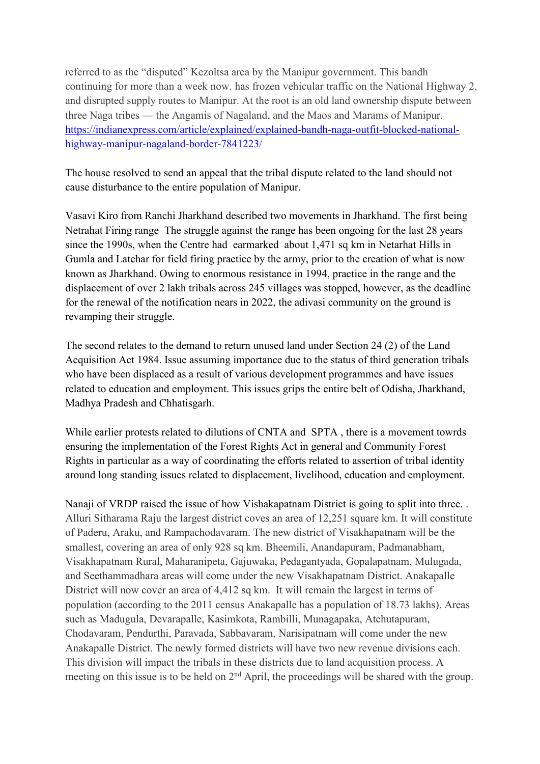referred to as the "disputed" Kezoltsa area by the Manipur government. This bandh continuing for more than a week now. has frozen vehicular traffic on the National Highway 2, and disrupted supply routes to Manipur. At the root is an old land ownership dispute between three Naga tribes — the Angamis of Nagaland, and the Maos and Marams of Manipur. [https://indianexpress.com/article/explained/explained-bandh-naga-outfit-blocked-national-highway-manipur-nagaland-border-7841223/](https://indianexpress.com/article/explained/explained-bandh-naga-outfit-blocked-national-highway-manipur-nagaland-border-7841223/)

The house resolved to send an appeal that the tribal dispute related to the land should not cause disturbance to the entire population of Manipur.

Vasavi Kiro from Ranchi Jharkhand described two movements in Jharkhand. The first being Netrahat Firing range The struggle against the range has been ongoing for the last 28 years since the 1990s, when the Centre had earmarked about 1,471 sq km in Netarhat Hills in Gumla and Latehar for field firing practice by the army, prior to the creation of what is now known as Jharkhand. Owing to enormous resistance in 1994, practice in the range and the displacement of over 2 lakh tribals across 245 villages was stopped, however, as the deadline for the renewal of the notification nears in 2022, the adivasi community on the ground is revamping their struggle.

The second relates to the demand to return unused land under Section 24 (2) of the Land Acquisition Act 1984. Issue assuming importance due to the status of third generation tribals who have been displaced as a result of various development programmes and have issues related to education and employment. This issues grips the entire belt of Odisha, Jharkhand, Madhya Pradesh and Chhatisgarh.

While earlier protests related to dilutions of CNTA and SPTA , there is a movement towrds ensuring the implementation of the Forest Rights Act in general and Community Forest Rights in particular as a way of coordinating the efforts related to assertion of tribal identity around long standing issues related to displacement, livelihood, education and employment.

Nanaji of VRDP raised the issue of how Vishakapatnam District is going to split into three. . Alluri Sitharama Raju the largest district coves an area of 12,251 square km. It will constitute of Paderu, Araku, and Rampachodavaram. The new district of Visakhapatnam will be the smallest, covering an area of only 928 sq km. Bheemili, Anandapuram, Padmanabham, Visakhapatnam Rural, Maharanipeta, Gajuwaka, Pedagantyada, Gopalapatnam, Mulugada, and Seethammadhara areas will come under the new Visakhapatnam District. Anakapalle District will now cover an area of 4,412 sq km. It will remain the largest in terms of population (according to the 2011 census Anakapalle has a population of 18.73 lakhs). Areas such as Madugula, Devarapalle, Kasimkota, Rambilli, Munagapaka, Atchutapuram, Chodavaram, Pendurthi, Paravada, Sabbavaram, Narisipatnam will come under the new Anakapalle District. The newly formed districts will have two new revenue divisions each. This division will impact the tribals in these districts due to land acquisition process. A meeting on this issue is to be held on 2nd April, the proceedings will be shared with the group.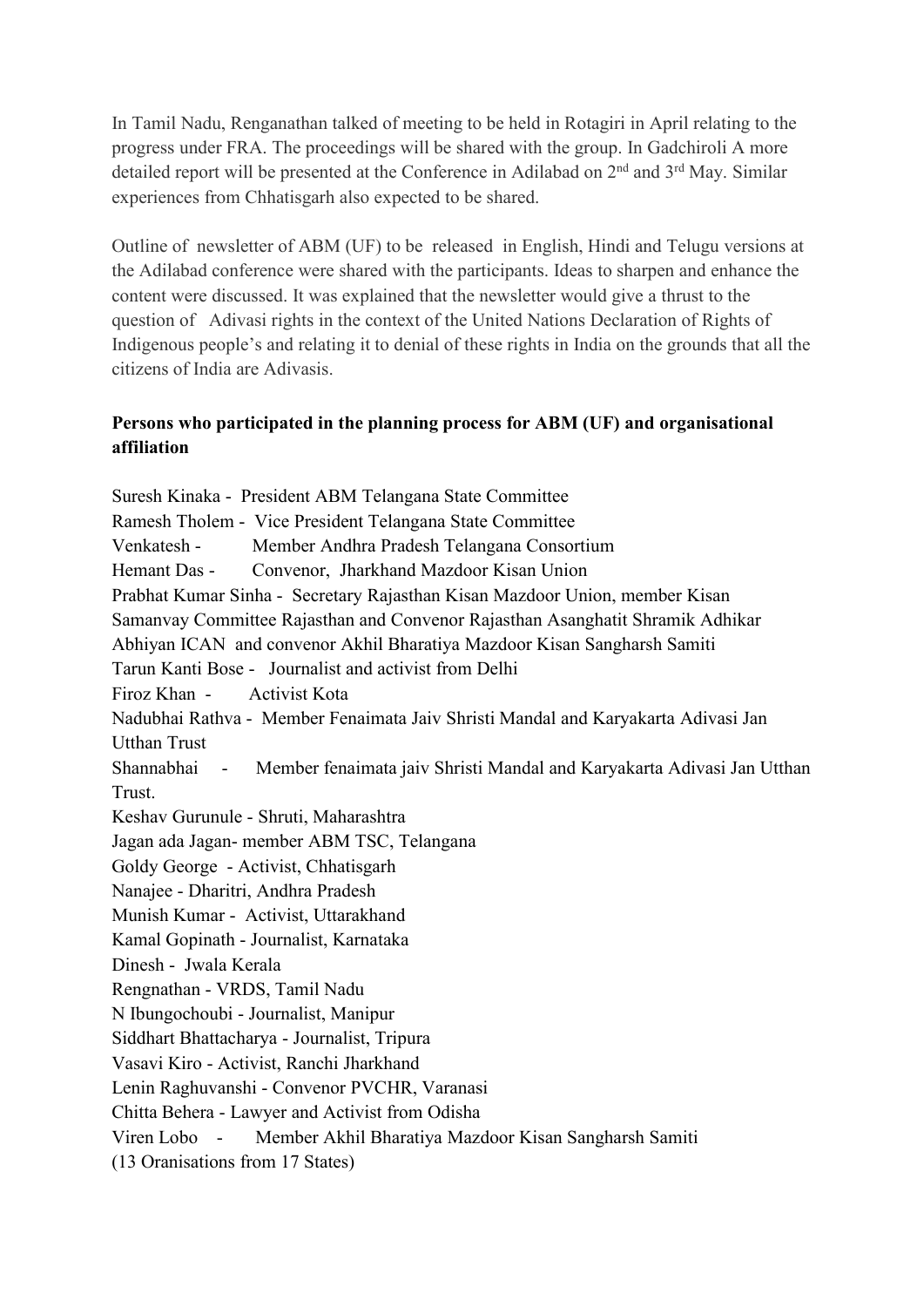In Tamil Nadu, Renganathan talked of meeting to be held in Rotagiri in April relating to the progress under FRA. The proceedings will be shared with the group. In Gadchiroli A more detailed report will be presented at the Conference in Adilabad on 2nd and 3rd May. Similar experiences from Chhatisgarh also expected to be shared.

Outline of newsletter of ABM (UF) to be released in English, Hindi and Telugu versions at the Adilabad conference were shared with the participants. Ideas to sharpen and enhance the content were discussed. It was explained that the newsletter would give a thrust to the question of Adivasi rights in the context of the United Nations Declaration of Rights of Indigenous people's and relating it to denial of these rights in India on the grounds that all the citizens of India are Adivasis.

**Persons who participated in the planning process for ABM (UF) and organisational affiliation**

Suresh Kinaka - President ABM Telangana State Committee
Ramesh Tholem - Vice President Telangana State Committee
Venkatesh - Member Andhra Pradesh Telangana Consortium
Hemant Das - Convenor, Jharkhand Mazdoor Kisan Union
Prabhat Kumar Sinha - Secretary Rajasthan Kisan Mazdoor Union, member Kisan Samanvay Committee Rajasthan and Convenor Rajasthan Asanghatit Shramik Adhikar Abhiyan ICAN and convenor Akhil Bharatiya Mazdoor Kisan Sangharsh Samiti
Tarun Kanti Bose - Journalist and activist from Delhi
Firoz Khan - Activist Kota
Nadubhai Rathva - Member Fenaimata Jaiv Shristi Mandal and Karyakarta Adivasi Jan Utthan Trust
Shannabhai - Member fenaimata jaiv Shristi Mandal and Karyakarta Adivasi Jan Utthan Trust.
Keshav Gurunule - Shruti, Maharashtra
Jagan ada Jagan- member ABM TSC, Telangana
Goldy George - Activist, Chhatisgarh
Nanajee - Dharitri, Andhra Pradesh
Munish Kumar - Activist, Uttarakhand
Kamal Gopinath - Journalist, Karnataka
Dinesh - Jwala Kerala
Rengnathan - VRDS, Tamil Nadu
N Ibungochoubi - Journalist, Manipur
Siddhart Bhattacharya - Journalist, Tripura
Vasavi Kiro - Activist, Ranchi Jharkhand
Lenin Raghuvanshi - Convenor PVCHR, Varanasi
Chitta Behera - Lawyer and Activist from Odisha
Viren Lobo - Member Akhil Bharatiya Mazdoor Kisan Sangharsh Samiti
(13 Oranisations from 17 States)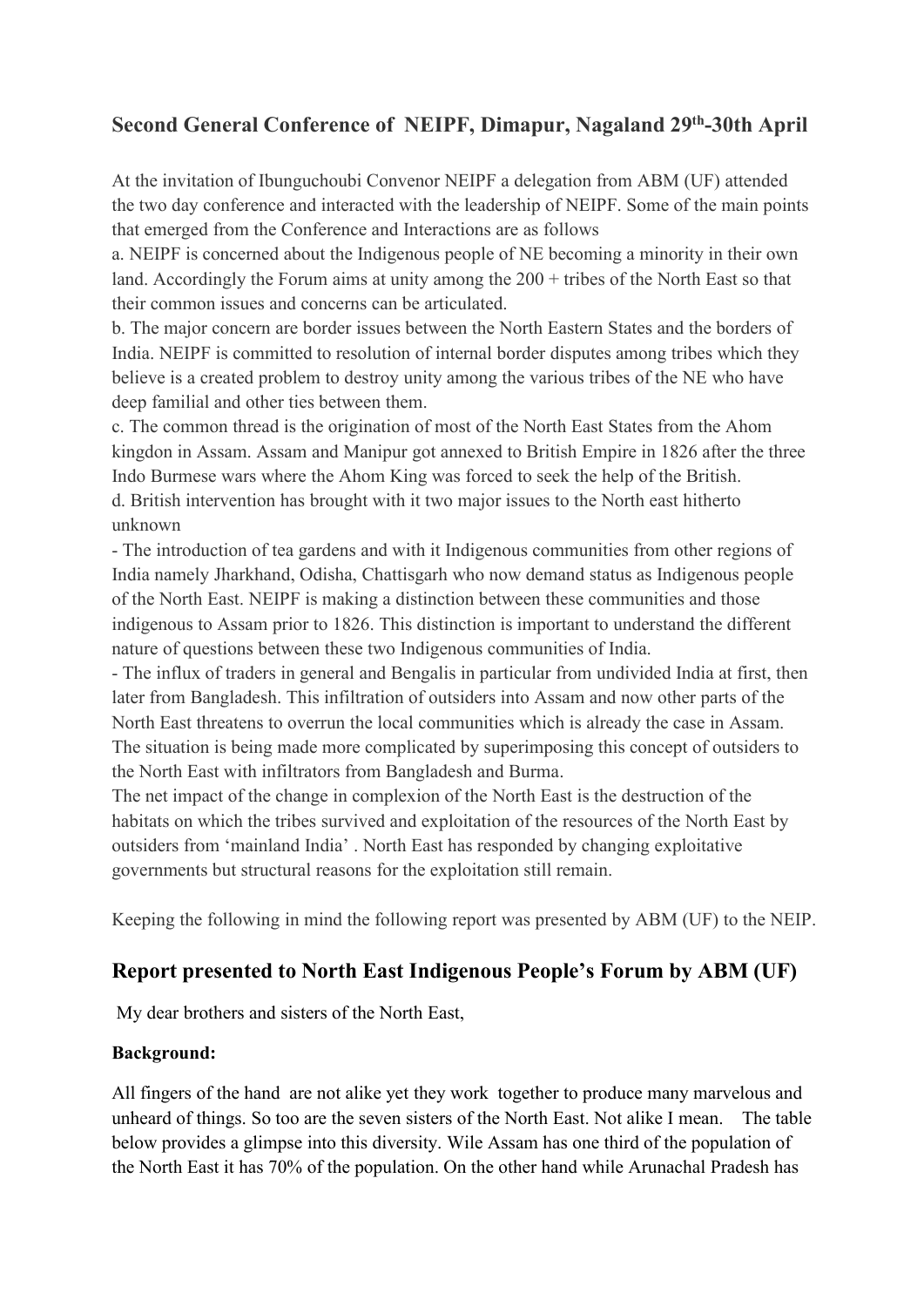## Second General Conference of NEIPF, Dimapur, Nagaland 29th-30th April

At the invitation of Ibunguchoubi Convenor NEIPF a delegation from ABM (UF) attended the two day conference and interacted with the leadership of NEIPF. Some of the main points that emerged from the Conference and Interactions are as follows

a. NEIPF is concerned about the Indigenous people of NE becoming a minority in their own land. Accordingly the Forum aims at unity among the 200 + tribes of the North East so that their common issues and concerns can be articulated.

b. The major concern are border issues between the North Eastern States and the borders of India. NEIPF is committed to resolution of internal border disputes among tribes which they believe is a created problem to destroy unity among the various tribes of the NE who have deep familial and other ties between them.

c. The common thread is the origination of most of the North East States from the Ahom kingdon in Assam. Assam and Manipur got annexed to British Empire in 1826 after the three Indo Burmese wars where the Ahom King was forced to seek the help of the British.

d. British intervention has brought with it two major issues to the North east hitherto unknown

- The introduction of tea gardens and with it Indigenous communities from other regions of India namely Jharkhand, Odisha, Chattisgarh who now demand status as Indigenous people of the North East. NEIPF is making a distinction between these communities and those indigenous to Assam prior to 1826. This distinction is important to understand the different nature of questions between these two Indigenous communities of India.
- The influx of traders in general and Bengalis in particular from undivided India at first, then later from Bangladesh. This infiltration of outsiders into Assam and now other parts of the North East threatens to overrun the local communities which is already the case in Assam. The situation is being made more complicated by superimposing this concept of outsiders to the North East with infiltrators from Bangladesh and Burma.

The net impact of the change in complexion of the North East is the destruction of the habitats on which the tribes survived and exploitation of the resources of the North East by outsiders from 'mainland India' . North East has responded by changing exploitative governments but structural reasons for the exploitation still remain.

Keeping the following in mind the following report was presented by ABM (UF) to the NEIP.

## Report presented to North East Indigenous People's Forum by ABM (UF)

My dear brothers and sisters of the North East,

**Background:**

All fingers of the hand are not alike yet they work together to produce many marvelous and unheard of things. So too are the seven sisters of the North East. Not alike I mean. The table below provides a glimpse into this diversity. Wile Assam has one third of the population of the North East it has 70% of the population. On the other hand while Arunachal Pradesh has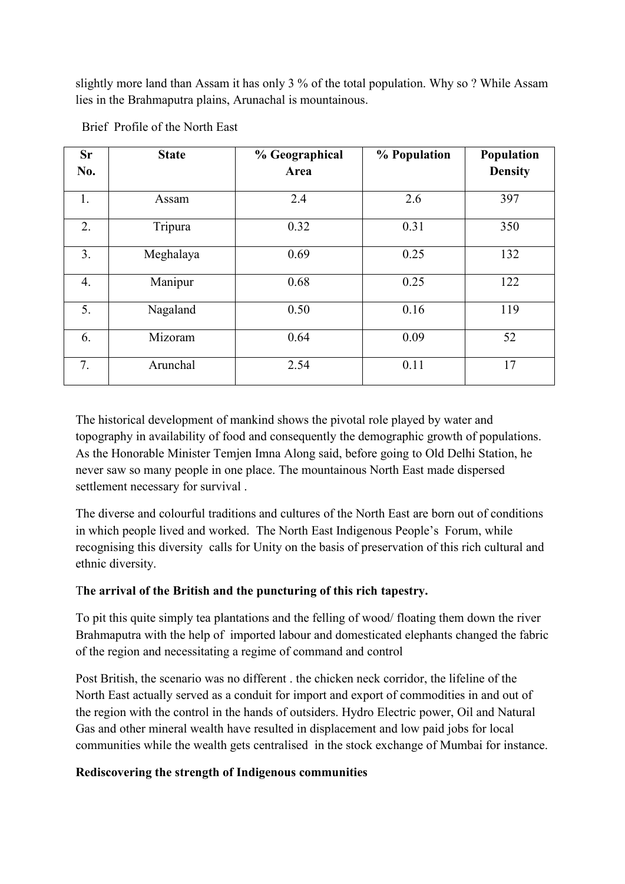slightly more land than Assam it has only 3 % of the total population. Why so ? While Assam lies in the Brahmaputra plains, Arunachal is mountainous.

Brief Profile of the North East

| Sr No. | State | % Geographical Area | % Population | Population Density |
|---|---|---|---|---|
| 1. | Assam | 2.4 | 2.6 | 397 |
| 2. | Tripura | 0.32 | 0.31 | 350 |
| 3. | Meghalaya | 0.69 | 0.25 | 132 |
| 4. | Manipur | 0.68 | 0.25 | 122 |
| 5. | Nagaland | 0.50 | 0.16 | 119 |
| 6. | Mizoram | 0.64 | 0.09 | 52 |
| 7. | Arunchal | 2.54 | 0.11 | 17 |

The historical development of mankind shows the pivotal role played by water and topography in availability of food and consequently the demographic growth of populations. As the Honorable Minister Temjen Imna Along said, before going to Old Delhi Station, he never saw so many people in one place. The mountainous North East made dispersed settlement necessary for survival .

The diverse and colourful traditions and cultures of the North East are born out of conditions in which people lived and worked. The North East Indigenous People's Forum, while recognising this diversity calls for Unity on the basis of preservation of this rich cultural and ethnic diversity.

**The arrival of the British and the puncturing of this rich tapestry.**

To pit this quite simply tea plantations and the felling of wood/ floating them down the river Brahmaputra with the help of imported labour and domesticated elephants changed the fabric of the region and necessitating a regime of command and control

Post British, the scenario was no different . the chicken neck corridor, the lifeline of the North East actually served as a conduit for import and export of commodities in and out of the region with the control in the hands of outsiders. Hydro Electric power, Oil and Natural Gas and other mineral wealth have resulted in displacement and low paid jobs for local communities while the wealth gets centralised in the stock exchange of Mumbai for instance.

**Rediscovering the strength of Indigenous communities**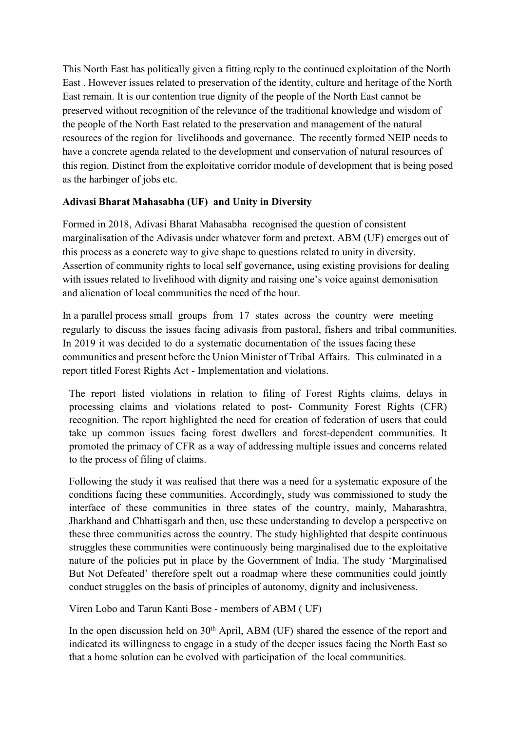This North East has politically given a fitting reply to the continued exploitation of the North East . However issues related to preservation of the identity, culture and heritage of the North East remain. It is our contention true dignity of the people of the North East cannot be preserved without recognition of the relevance of the traditional knowledge and wisdom of the people of the North East related to the preservation and management of the natural resources of the region for livelihoods and governance. The recently formed NEIP needs to have a concrete agenda related to the development and conservation of natural resources of this region. Distinct from the exploitative corridor module of development that is being posed as the harbinger of jobs etc.

**Adivasi Bharat Mahasabha (UF) and Unity in Diversity**

Formed in 2018, Adivasi Bharat Mahasabha recognised the question of consistent marginalisation of the Adivasis under whatever form and pretext. ABM (UF) emerges out of this process as a concrete way to give shape to questions related to unity in diversity. Assertion of community rights to local self governance, using existing provisions for dealing with issues related to livelihood with dignity and raising one's voice against demonisation and alienation of local communities the need of the hour.

In a parallel process small groups from 17 states across the country were meeting regularly to discuss the issues facing adivasis from pastoral, fishers and tribal communities. In 2019 it was decided to do a systematic documentation of the issues facing these communities and present before the Union Minister of Tribal Affairs. This culminated in a report titled Forest Rights Act - Implementation and violations.

The report listed violations in relation to filing of Forest Rights claims, delays in processing claims and violations related to post- Community Forest Rights (CFR) recognition. The report highlighted the need for creation of federation of users that could take up common issues facing forest dwellers and forest-dependent communities. It promoted the primacy of CFR as a way of addressing multiple issues and concerns related to the process of filing of claims.

Following the study it was realised that there was a need for a systematic exposure of the conditions facing these communities. Accordingly, study was commissioned to study the interface of these communities in three states of the country, mainly, Maharashtra, Jharkhand and Chhattisgarh and then, use these understanding to develop a perspective on these three communities across the country. The study highlighted that despite continuous struggles these communities were continuously being marginalised due to the exploitative nature of the policies put in place by the Government of India. The study 'Marginalised But Not Defeated' therefore spelt out a roadmap where these communities could jointly conduct struggles on the basis of principles of autonomy, dignity and inclusiveness.

Viren Lobo and Tarun Kanti Bose - members of ABM ( UF)

In the open discussion held on 30th April, ABM (UF) shared the essence of the report and indicated its willingness to engage in a study of the deeper issues facing the North East so that a home solution can be evolved with participation of the local communities.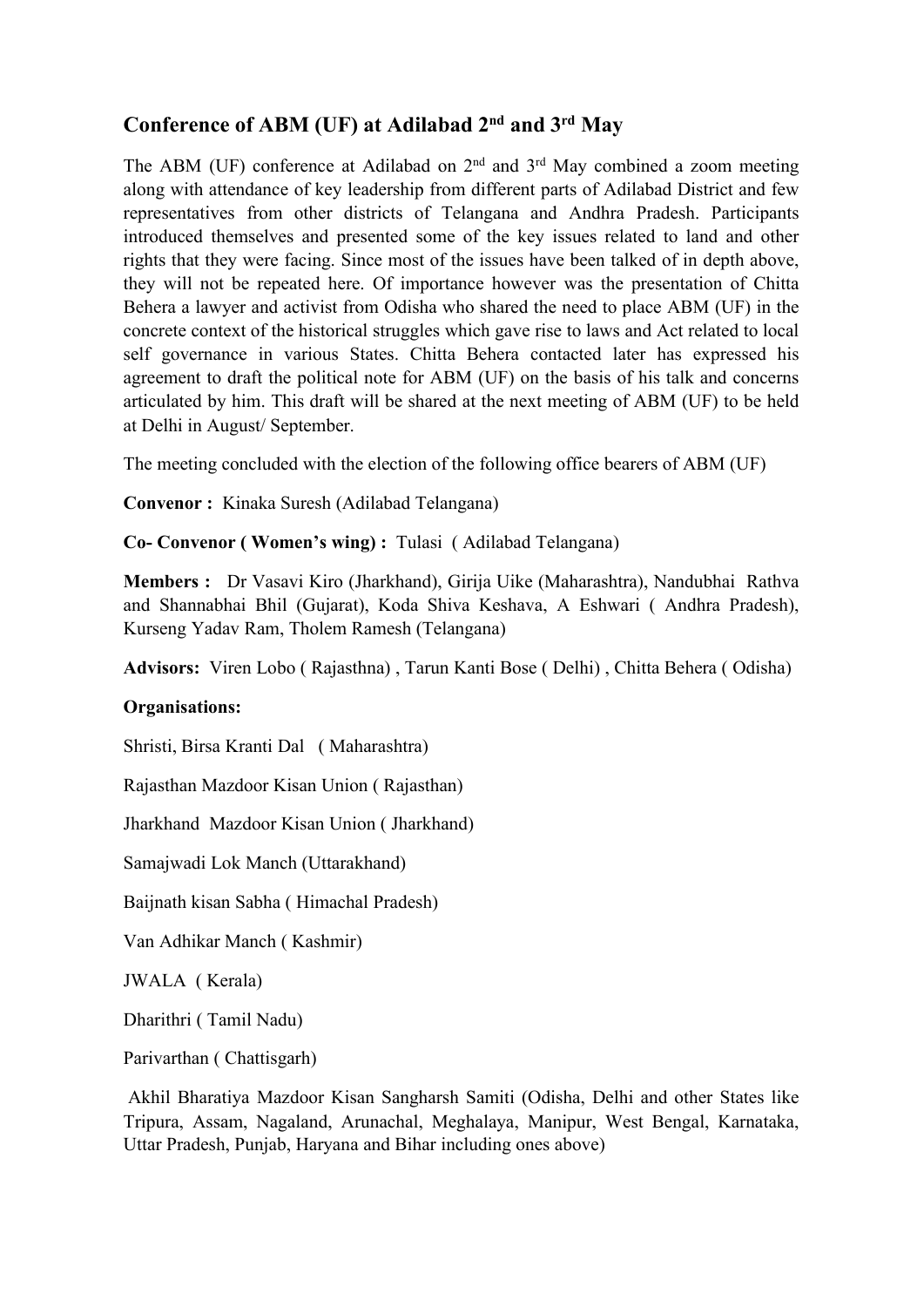## Conference of ABM (UF) at Adilabad 2nd and 3rd May

The ABM (UF) conference at Adilabad on 2nd and 3rd May combined a zoom meeting along with attendance of key leadership from different parts of Adilabad District and few representatives from other districts of Telangana and Andhra Pradesh. Participants introduced themselves and presented some of the key issues related to land and other rights that they were facing. Since most of the issues have been talked of in depth above, they will not be repeated here. Of importance however was the presentation of Chitta Behera a lawyer and activist from Odisha who shared the need to place ABM (UF) in the concrete context of the historical struggles which gave rise to laws and Act related to local self governance in various States. Chitta Behera contacted later has expressed his agreement to draft the political note for ABM (UF) on the basis of his talk and concerns articulated by him. This draft will be shared at the next meeting of ABM (UF) to be held at Delhi in August/ September.

The meeting concluded with the election of the following office bearers of ABM (UF)

**Convenor :** Kinaka Suresh (Adilabad Telangana)

**Co- Convenor ( Women's wing) :** Tulasi ( Adilabad Telangana)

**Members :** Dr Vasavi Kiro (Jharkhand), Girija Uike (Maharashtra), Nandubhai Rathva and Shannabhai Bhil (Gujarat), Koda Shiva Keshava, A Eshwari ( Andhra Pradesh), Kurseng Yadav Ram, Tholem Ramesh (Telangana)

**Advisors:** Viren Lobo ( Rajasthna) , Tarun Kanti Bose ( Delhi) , Chitta Behera ( Odisha)

**Organisations:**

Shristi, Birsa Kranti Dal ( Maharashtra)

Rajasthan Mazdoor Kisan Union ( Rajasthan)

Jharkhand Mazdoor Kisan Union ( Jharkhand)

Samajwadi Lok Manch (Uttarakhand)

Baijnath kisan Sabha ( Himachal Pradesh)

Van Adhikar Manch ( Kashmir)

JWALA ( Kerala)

Dharithri ( Tamil Nadu)

Parivarthan ( Chattisgarh)

Akhil Bharatiya Mazdoor Kisan Sangharsh Samiti (Odisha, Delhi and other States like Tripura, Assam, Nagaland, Arunachal, Meghalaya, Manipur, West Bengal, Karnataka, Uttar Pradesh, Punjab, Haryana and Bihar including ones above)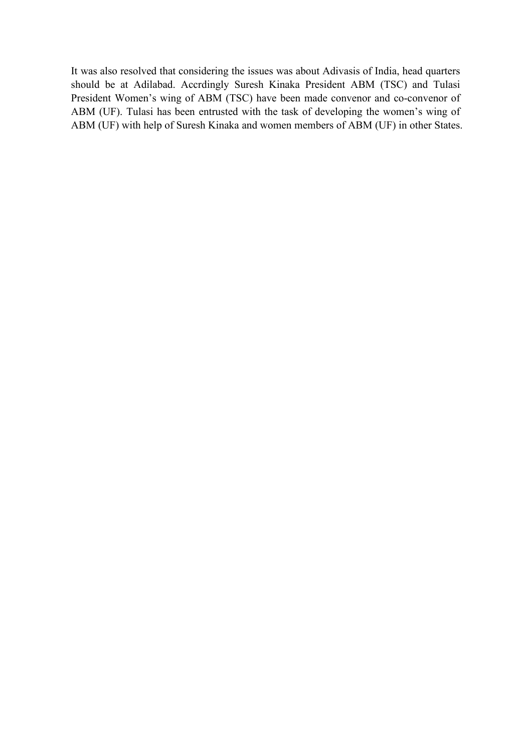It was also resolved that considering the issues was about Adivasis of India, head quarters should be at Adilabad. Accrdingly Suresh Kinaka President ABM (TSC) and Tulasi President Women's wing of ABM (TSC) have been made convenor and co-convenor of ABM (UF). Tulasi has been entrusted with the task of developing the women's wing of ABM (UF) with help of Suresh Kinaka and women members of ABM (UF) in other States.